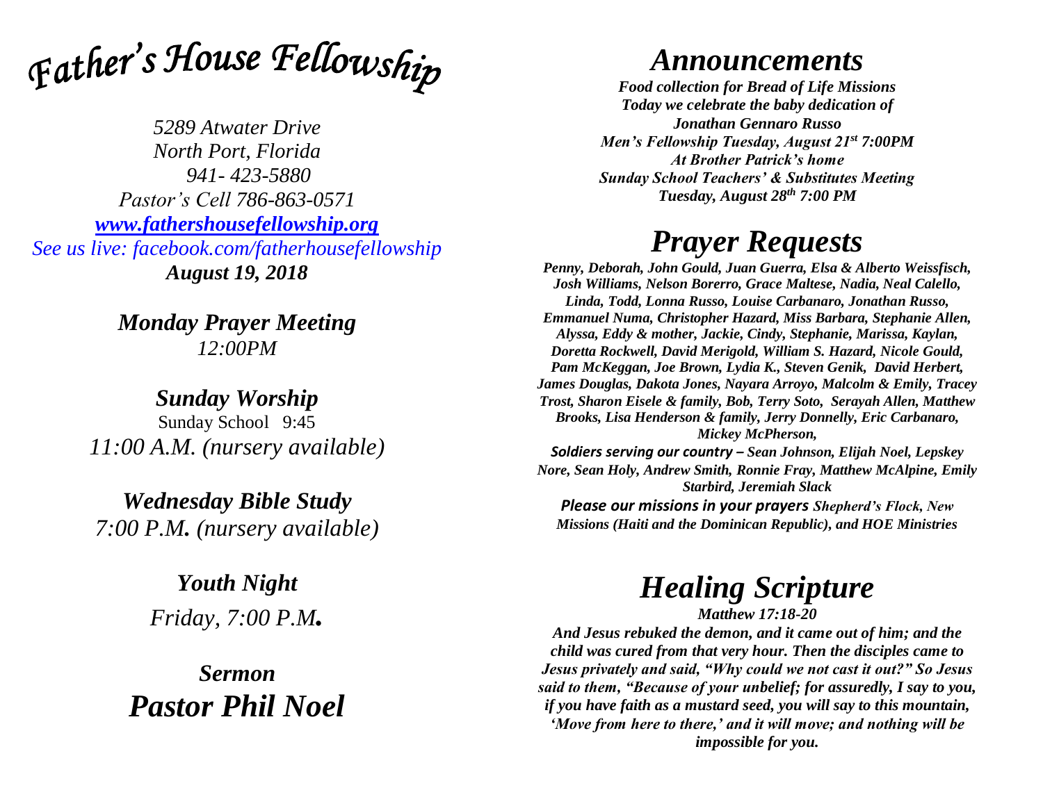# *Father's House Fellowship*

*5289 Atwater Drive*
*North Port, Florida*
*941- 423-5880*
*Pastor's Cell 786-863-0571*
*[www.fathershousefellowship.org](http://www.fathershousefellowship.org)*
*See us live: facebook.com/fatherhousefellowship*
***August 19, 2018***

***Monday Prayer Meeting***
*12:00PM*

***Sunday Worship***
Sunday School 9:45
*11:00 A.M. (nursery available)*

***Wednesday Bible Study***
*7:00 P.M. (nursery available)*

***Youth Night***
*Friday, 7:00 P.M.*

***Sermon***
***Pastor Phil Noel***

# *Announcements*

***Food collection for Bread of Life Missions***
***Today we celebrate the baby dedication of***
***Jonathan Gennaro Russo***
***Men's Fellowship Tuesday, August 21st 7:00PM***
***At Brother Patrick's home***
***Sunday School Teachers' & Substitutes Meeting***
***Tuesday, August 28th 7:00 PM***

# *Prayer Requests*

***Penny, Deborah, John Gould, Juan Guerra, Elsa & Alberto Weissfisch, Josh Williams, Nelson Borerro, Grace Maltese, Nadia, Neal Calello, Linda, Todd, Lonna Russo, Louise Carbanaro, Jonathan Russo, Emmanuel Numa, Christopher Hazard, Miss Barbara, Stephanie Allen, Alyssa, Eddy & mother, Jackie, Cindy, Stephanie, Marissa, Kaylan, Doretta Rockwell, David Merigold, William S. Hazard, Nicole Gould, Pam McKeggan, Joe Brown, Lydia K., Steven Genik, David Herbert, James Douglas, Dakota Jones, Nayara Arroyo, Malcolm & Emily, Tracey Trost, Sharon Eisele & family, Bob, Terry Soto, Serayah Allen, Matthew Brooks, Lisa Henderson & family, Jerry Donnelly, Eric Carbanaro, Mickey McPherson,***

***Soldiers serving our country – Sean Johnson, Elijah Noel, Lepskey Nore, Sean Holy, Andrew Smith, Ronnie Fray, Matthew McAlpine, Emily Starbird, Jeremiah Slack***

***Please our missions in your prayers Shepherd's Flock, New Missions (Haiti and the Dominican Republic), and HOE Ministries***

# *Healing Scripture*

***Matthew 17:18-20***

***And Jesus rebuked the demon, and it came out of him; and the child was cured from that very hour. Then the disciples came to Jesus privately and said, "Why could we not cast it out?" So Jesus said to them, "Because of your unbelief; for assuredly, I say to you, if you have faith as a mustard seed, you will say to this mountain, 'Move from here to there,' and it will move; and nothing will be impossible for you.***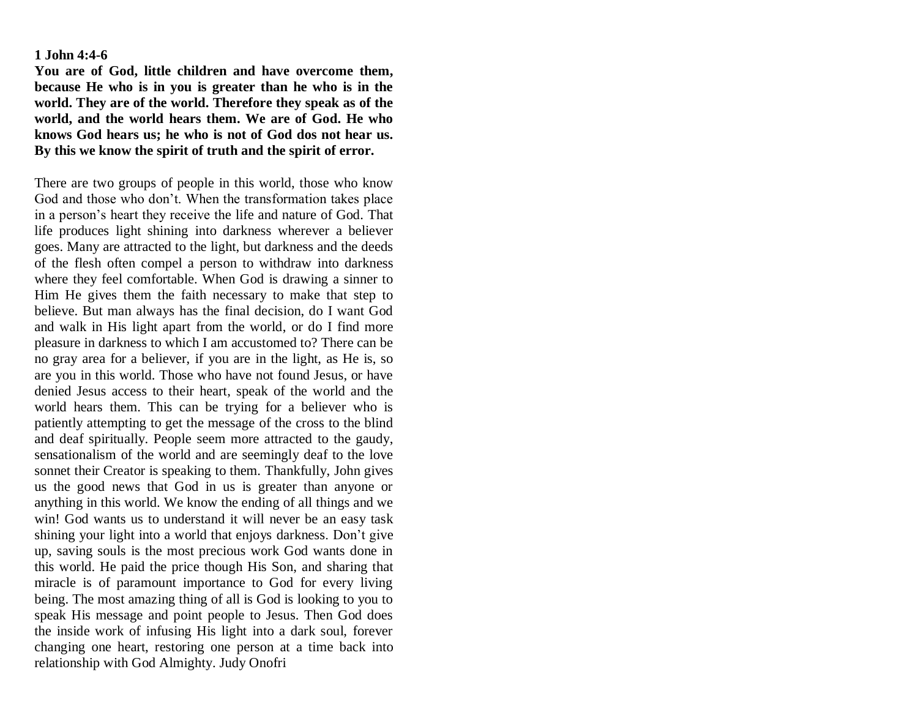**1 John 4:4-6**

**You are of God, little children and have overcome them, because He who is in you is greater than he who is in the world. They are of the world. Therefore they speak as of the world, and the world hears them. We are of God. He who knows God hears us; he who is not of God dos not hear us. By this we know the spirit of truth and the spirit of error.**

There are two groups of people in this world, those who know God and those who don't. When the transformation takes place in a person's heart they receive the life and nature of God. That life produces light shining into darkness wherever a believer goes. Many are attracted to the light, but darkness and the deeds of the flesh often compel a person to withdraw into darkness where they feel comfortable. When God is drawing a sinner to Him He gives them the faith necessary to make that step to believe. But man always has the final decision, do I want God and walk in His light apart from the world, or do I find more pleasure in darkness to which I am accustomed to? There can be no gray area for a believer, if you are in the light, as He is, so are you in this world. Those who have not found Jesus, or have denied Jesus access to their heart, speak of the world and the world hears them. This can be trying for a believer who is patiently attempting to get the message of the cross to the blind and deaf spiritually. People seem more attracted to the gaudy, sensationalism of the world and are seemingly deaf to the love sonnet their Creator is speaking to them. Thankfully, John gives us the good news that God in us is greater than anyone or anything in this world. We know the ending of all things and we win! God wants us to understand it will never be an easy task shining your light into a world that enjoys darkness. Don't give up, saving souls is the most precious work God wants done in this world. He paid the price though His Son, and sharing that miracle is of paramount importance to God for every living being. The most amazing thing of all is God is looking to you to speak His message and point people to Jesus. Then God does the inside work of infusing His light into a dark soul, forever changing one heart, restoring one person at a time back into relationship with God Almighty. Judy Onofri